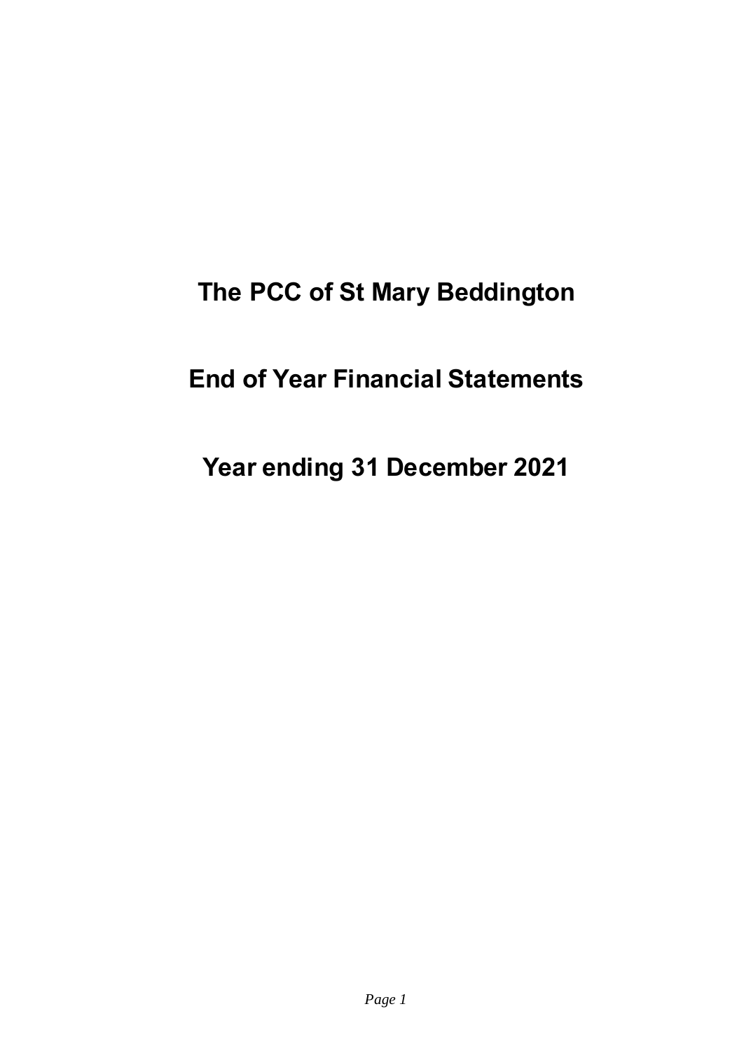# The PCC of St Mary Beddington

# End of Year Financial Statements

# Year ending 31 December 2021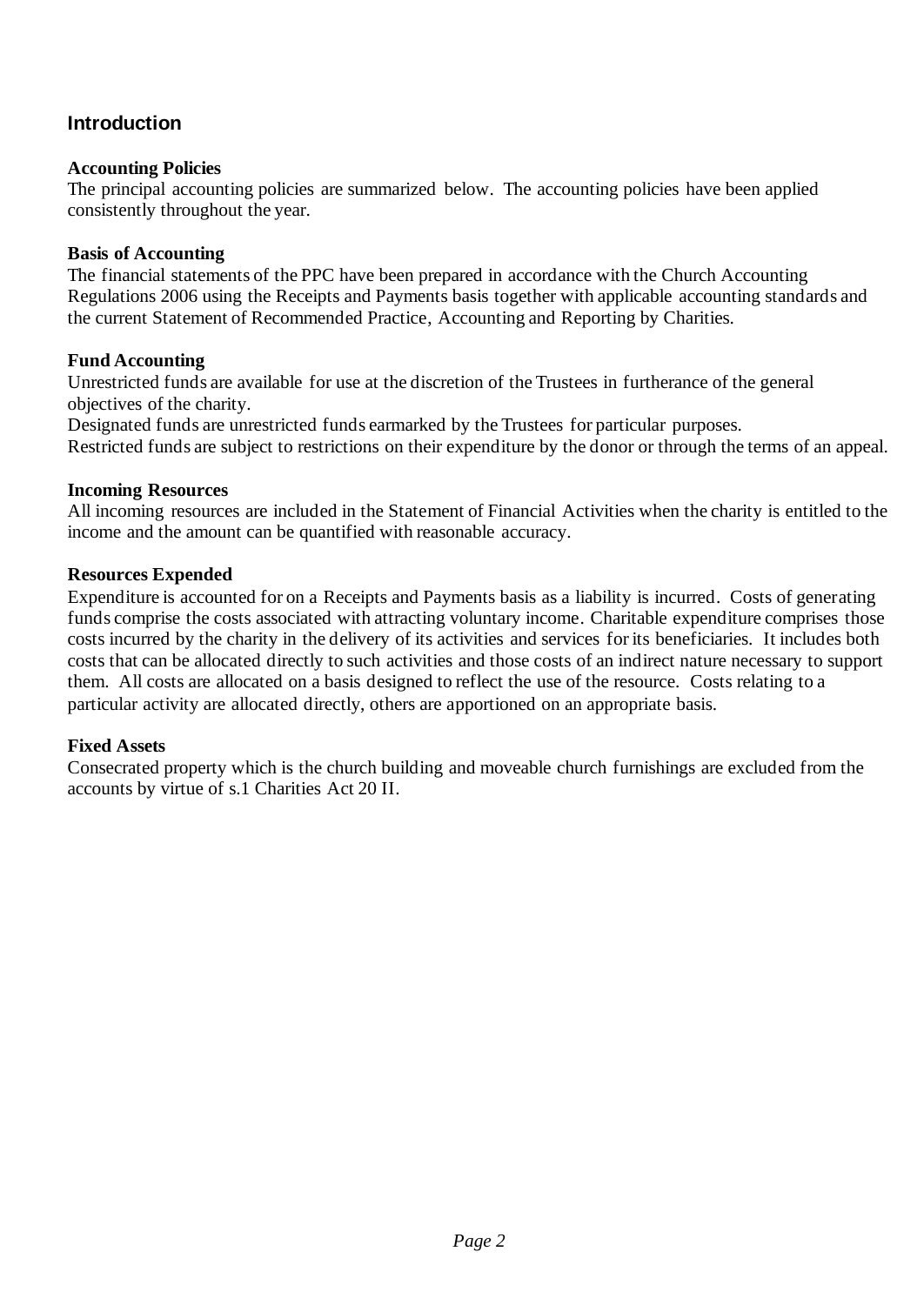## Introduction

### Accounting Policies

The principal accounting policies are summarized below. The accounting policies have been applied consistently throughout the year.

### Basis of Accounting

The financial statements of the PPC have been prepared in accordance with the Church Accounting Regulations 2006 using the Receipts and Payments basis together with applicable accounting standards and the current Statement of Recommended Practice, Accounting and Reporting by Charities.

### Fund Accounting

Unrestricted funds are available for use at the discretion of the Trustees in furtherance of the general objectives of the charity.
Designated funds are unrestricted funds earmarked by the Trustees for particular purposes.
Restricted funds are subject to restrictions on their expenditure by the donor or through the terms of an appeal.

### Incoming Resources

All incoming resources are included in the Statement of Financial Activities when the charity is entitled to the income and the amount can be quantified with reasonable accuracy.

### Resources Expended

Expenditure is accounted for on a Receipts and Payments basis as a liability is incurred. Costs of generating funds comprise the costs associated with attracting voluntary income. Charitable expenditure comprises those costs incurred by the charity in the delivery of its activities and services for its beneficiaries. It includes both costs that can be allocated directly to such activities and those costs of an indirect nature necessary to support them. All costs are allocated on a basis designed to reflect the use of the resource. Costs relating to a particular activity are allocated directly, others are apportioned on an appropriate basis.

### Fixed Assets

Consecrated property which is the church building and moveable church furnishings are excluded from the accounts by virtue of s.1 Charities Act 20 II.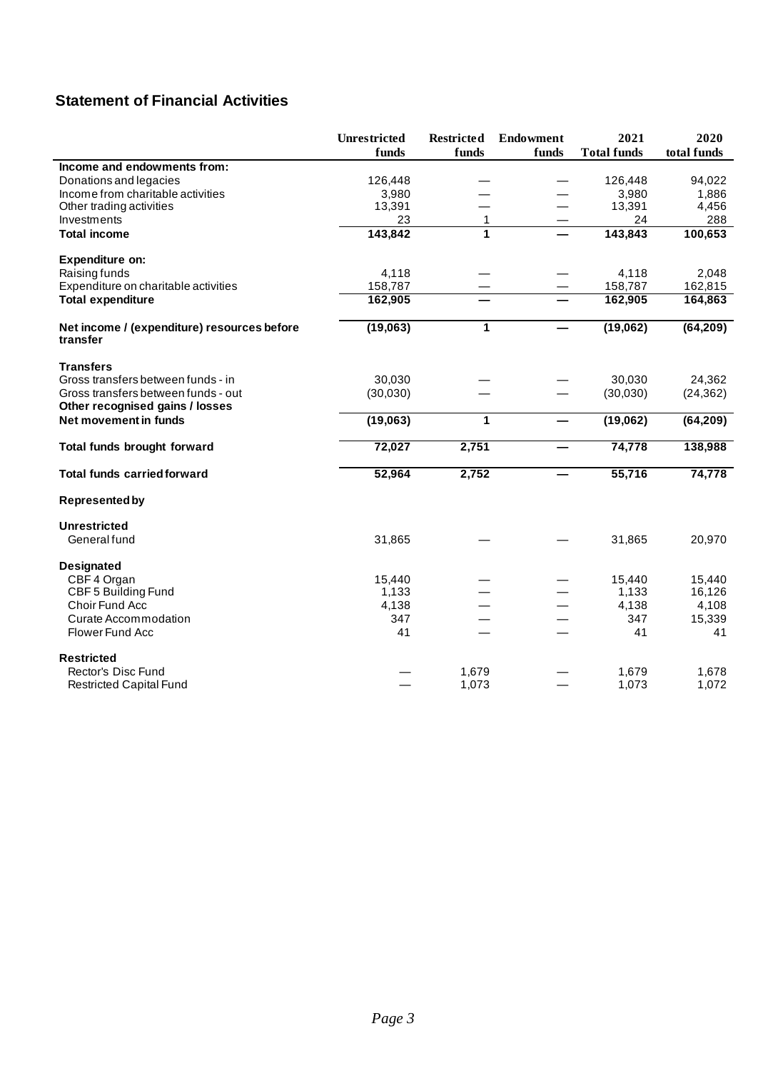# Statement of Financial Activities

| | Unrestricted funds | Restricted funds | Endowment funds | 2021 Total funds | 2020 total funds |
|---|---|---|---|---|---|
| **Income and endowments from:** | | | | | |
| Donations and legacies | 126,448 | — | — | 126,448 | 94,022 |
| Income from charitable activities | 3,980 | — | — | 3,980 | 1,886 |
| Other trading activities | 13,391 | — | — | 13,391 | 4,456 |
| Investments | 23 | 1 | — | 24 | 288 |
| **Total income** | **143,842** | **1** | **—** | **143,843** | **100,653** |
| **Expenditure on:** | | | | | |
| Raising funds | 4,118 | — | — | 4,118 | 2,048 |
| Expenditure on charitable activities | 158,787 | — | — | 158,787 | 162,815 |
| **Total expenditure** | **162,905** | **—** | **—** | **162,905** | **164,863** |
| **Net income / (expenditure) resources before transfer** | **(19,063)** | **1** | **—** | **(19,062)** | **(64,209)** |
| **Transfers** | | | | | |
| Gross transfers between funds - in | 30,030 | — | — | 30,030 | 24,362 |
| Gross transfers between funds - out | (30,030) | — | — | (30,030) | (24,362) |
| **Other recognised gains / losses** | | | | | |
| **Net movement in funds** | **(19,063)** | **1** | **—** | **(19,062)** | **(64,209)** |
| **Total funds brought forward** | **72,027** | **2,751** | **—** | **74,778** | **138,988** |
| **Total funds carried forward** | **52,964** | **2,752** | **—** | **55,716** | **74,778** |
| **Represented by** | | | | | |
| **Unrestricted** | | | | | |
| General fund | 31,865 | — | — | 31,865 | 20,970 |
| **Designated** | | | | | |
| CBF 4 Organ | 15,440 | — | — | 15,440 | 15,440 |
| CBF 5 Building Fund | 1,133 | — | — | 1,133 | 16,126 |
| Choir Fund Acc | 4,138 | — | — | 4,138 | 4,108 |
| Curate Accommodation | 347 | — | — | 347 | 15,339 |
| Flower Fund Acc | 41 | — | — | 41 | 41 |
| **Restricted** | | | | | |
| Rector's Disc Fund | — | 1,679 | — | 1,679 | 1,678 |
| Restricted Capital Fund | — | 1,073 | — | 1,073 | 1,072 |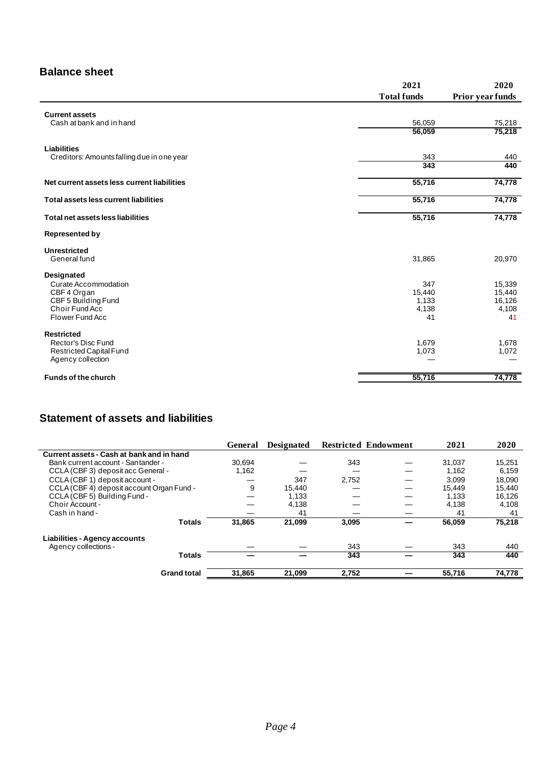## Balance sheet

| | 2021 Total funds | 2020 Prior year funds |
|---|---|---|
| **Current assets** | | |
| Cash at bank and in hand | 56,059 | 75,218 |
| | **56,059** | **75,218** |
| **Liabilities** | | |
| Creditors: Amounts falling due in one year | 343 | 440 |
| | **343** | **440** |
| **Net current assets less current liabilities** | **55,716** | **74,778** |
| **Total assets less current liabilities** | **55,716** | **74,778** |
| **Total net assets less liabilities** | **55,716** | **74,778** |
| **Represented by** | | |
| **Unrestricted** | | |
| General fund | 31,865 | 20,970 |
| **Designated** | | |
| Curate Accommodation | 347 | 15,339 |
| CBF 4 Organ | 15,440 | 15,440 |
| CBF 5 Building Fund | 1,133 | 16,126 |
| Choir Fund Acc | 4,138 | 4,108 |
| Flower Fund Acc | 41 | 41 |
| **Restricted** | | |
| Rector's Disc Fund | 1,679 | 1,678 |
| Restricted Capital Fund | 1,073 | 1,072 |
| Agency collection | — | — |
| **Funds of the church** | **55,716** | **74,778** |

## Statement of assets and liabilities

| | General | Designated | Restricted | Endowment | 2021 | 2020 |
|---|---|---|---|---|---|---|
| **Current assets - Cash at bank and in hand** | | | | | | |
| Bank current account - Santander - | 30,694 | — | 343 | — | 31,037 | 15,251 |
| CCLA (CBF 3) deposit acc General - | 1,162 | — | — | — | 1,162 | 6,159 |
| CCLA (CBF 1) deposit account - | — | 347 | 2,752 | — | 3,099 | 18,090 |
| CCLA (CBF 4) deposit account Organ Fund - | 9 | 15,440 | — | — | 15,449 | 15,440 |
| CCLA (CBF 5) Building Fund - | — | 1,133 | — | — | 1,133 | 16,126 |
| Choir Account - | — | 4,138 | — | — | 4,138 | 4,108 |
| Cash in hand - | — | 41 | — | — | 41 | 41 |
| **Totals** | **31,865** | **21,099** | **3,095** | **—** | **56,059** | **75,218** |
| **Liabilities - Agency accounts** | | | | | | |
| Agency collections - | — | — | 343 | — | 343 | 440 |
| **Totals** | **—** | **—** | **343** | **—** | **343** | **440** |
| **Grand total** | **31,865** | **21,099** | **2,752** | **—** | **55,716** | **74,778** |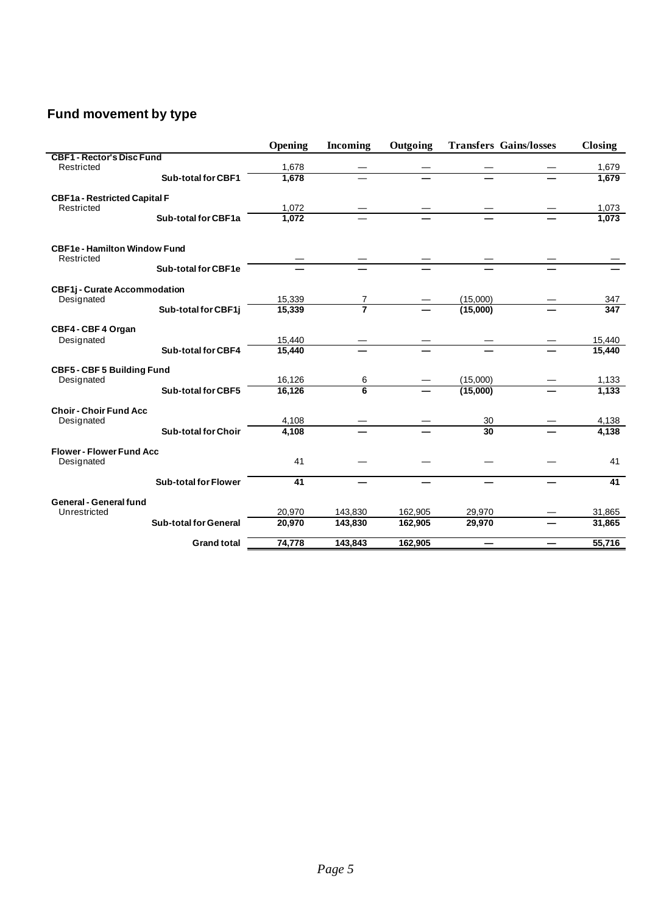## Fund movement by type

| | Opening | Incoming | Outgoing | Transfers | Gains/losses | Closing |
|---|---|---|---|---|---|---|
| **CBF1 - Rector's Disc Fund** | | | | | | |
| Restricted | 1,678 | — | — | — | — | 1,679 |
| **Sub-total for CBF1** | **1,678** | **—** | **—** | **—** | **—** | **1,679** |
| **CBF1a - Restricted Capital F** | | | | | | |
| Restricted | 1,072 | — | — | — | — | 1,073 |
| **Sub-total for CBF1a** | **1,072** | **—** | **—** | **—** | **—** | **1,073** |
| **CBF1e - Hamilton Window Fund** | | | | | | |
| Restricted | — | — | — | — | — | — |
| **Sub-total for CBF1e** | **—** | **—** | **—** | **—** | **—** | **—** |
| **CBF1j - Curate Accommodation** | | | | | | |
| Designated | 15,339 | 7 | — | (15,000) | — | 347 |
| **Sub-total for CBF1j** | **15,339** | **7** | **—** | **(15,000)** | **—** | **347** |
| **CBF4 - CBF 4 Organ** | | | | | | |
| Designated | 15,440 | — | — | — | — | 15,440 |
| **Sub-total for CBF4** | **15,440** | **—** | **—** | **—** | **—** | **15,440** |
| **CBF5 - CBF 5 Building Fund** | | | | | | |
| Designated | 16,126 | 6 | — | (15,000) | — | 1,133 |
| **Sub-total for CBF5** | **16,126** | **6** | **—** | **(15,000)** | **—** | **1,133** |
| **Choir - Choir Fund Acc** | | | | | | |
| Designated | 4,108 | — | — | 30 | — | 4,138 |
| **Sub-total for Choir** | **4,108** | **—** | **—** | **30** | **—** | **4,138** |
| **Flower - Flower Fund Acc** | | | | | | |
| Designated | 41 | — | — | — | — | 41 |
| **Sub-total for Flower** | **41** | **—** | **—** | **—** | **—** | **41** |
| **General - General fund** | | | | | | |
| Unrestricted | 20,970 | 143,830 | 162,905 | 29,970 | — | 31,865 |
| **Sub-total for General** | **20,970** | **143,830** | **162,905** | **29,970** | **—** | **31,865** |
| **Grand total** | **74,778** | **143,843** | **162,905** | **—** | **—** | **55,716** |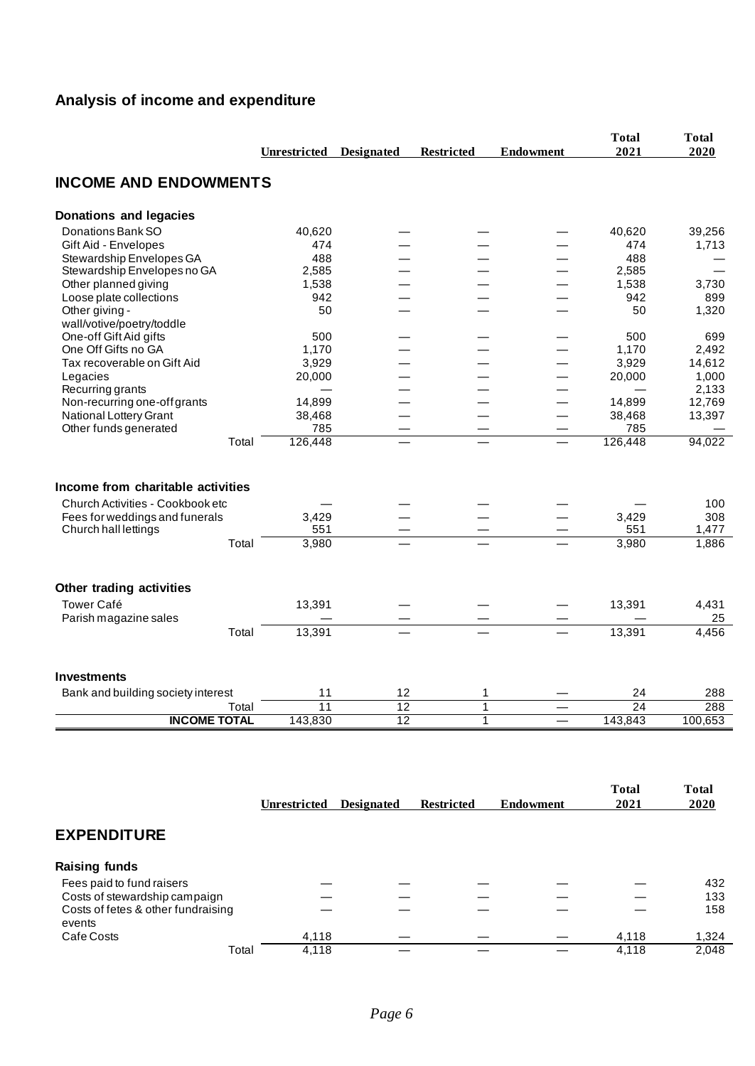## Analysis of income and expenditure

| | Unrestricted | Designated | Restricted | Endowment | Total 2021 | Total 2020 |
|---|---|---|---|---|---|---|
| **INCOME AND ENDOWMENTS** | | | | | | |
| **Donations and legacies** | | | | | | |
| Donations Bank SO | 40,620 | — | — | — | 40,620 | 39,256 |
| Gift Aid - Envelopes | 474 | — | — | — | 474 | 1,713 |
| Stewardship Envelopes GA | 488 | — | — | — | 488 | — |
| Stewardship Envelopes no GA | 2,585 | — | — | — | 2,585 | — |
| Other planned giving | 1,538 | — | — | — | 1,538 | 3,730 |
| Loose plate collections | 942 | — | — | — | 942 | 899 |
| Other giving - wall/votive/poetry/toddle | 50 | — | — | — | 50 | 1,320 |
| One-off Gift Aid gifts | 500 | — | — | — | 500 | 699 |
| One Off Gifts no GA | 1,170 | — | — | — | 1,170 | 2,492 |
| Tax recoverable on Gift Aid | 3,929 | — | — | — | 3,929 | 14,612 |
| Legacies | 20,000 | — | — | — | 20,000 | 1,000 |
| Recurring grants | — | — | — | — | — | 2,133 |
| Non-recurring one-off grants | 14,899 | — | — | — | 14,899 | 12,769 |
| National Lottery Grant | 38,468 | — | — | — | 38,468 | 13,397 |
| Other funds generated | 785 | — | — | — | 785 | — |
| Total | 126,448 | — | — | — | 126,448 | 94,022 |
| **Income from charitable activities** | | | | | | |
| Church Activities - Cookbook etc | — | — | — | — | — | 100 |
| Fees for weddings and funerals | 3,429 | — | — | — | 3,429 | 308 |
| Church hall lettings | 551 | — | — | — | 551 | 1,477 |
| Total | 3,980 | — | — | — | 3,980 | 1,886 |
| **Other trading activities** | | | | | | |
| Tower Café | 13,391 | — | — | — | 13,391 | 4,431 |
| Parish magazine sales | — | — | — | — | — | 25 |
| Total | 13,391 | — | — | — | 13,391 | 4,456 |
| **Investments** | | | | | | |
| Bank and building society interest | 11 | 12 | 1 | — | 24 | 288 |
| Total | 11 | 12 | 1 | — | 24 | 288 |
| **INCOME TOTAL** | 143,830 | 12 | 1 | — | 143,843 | 100,653 |

| | Unrestricted | Designated | Restricted | Endowment | Total 2021 | Total 2020 |
|---|---|---|---|---|---|---|
| **EXPENDITURE** | | | | | | |
| **Raising funds** | | | | | | |
| Fees paid to fund raisers | — | — | — | — | — | 432 |
| Costs of stewardship campaign | — | — | — | — | — | 133 |
| Costs of fetes & other fundraising events | — | — | — | — | — | 158 |
| Cafe Costs | 4,118 | — | — | — | 4,118 | 1,324 |
| Total | 4,118 | — | — | — | 4,118 | 2,048 |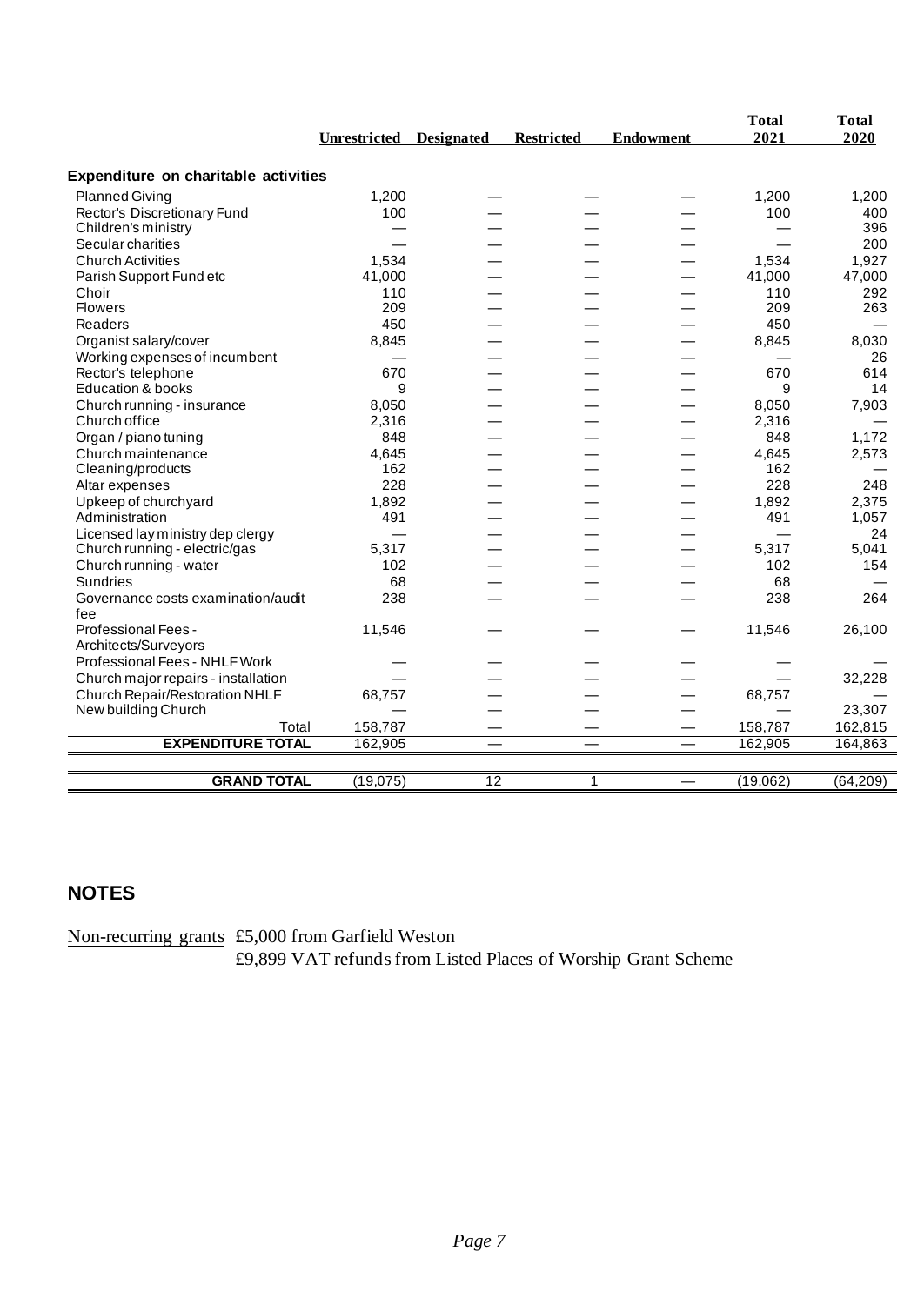| | Unrestricted | Designated | Restricted | Endowment | Total 2021 | Total 2020 |
|---|---|---|---|---|---|---|
| **Expenditure on charitable activities** | | | | | | |
| Planned Giving | 1,200 | — | — | — | 1,200 | 1,200 |
| Rector's Discretionary Fund | 100 | — | — | — | 100 | 400 |
| Children's ministry | — | — | — | — | — | 396 |
| Secular charities | — | — | — | — | — | 200 |
| Church Activities | 1,534 | — | — | — | 1,534 | 1,927 |
| Parish Support Fund etc | 41,000 | — | — | — | 41,000 | 47,000 |
| Choir | 110 | — | — | — | 110 | 292 |
| Flowers | 209 | — | — | — | 209 | 263 |
| Readers | 450 | — | — | — | 450 | — |
| Organist salary/cover | 8,845 | — | — | — | 8,845 | 8,030 |
| Working expenses of incumbent | — | — | — | — | — | 26 |
| Rector's telephone | 670 | — | — | — | 670 | 614 |
| Education & books | 9 | — | — | — | 9 | 14 |
| Church running - insurance | 8,050 | — | — | — | 8,050 | 7,903 |
| Church office | 2,316 | — | — | — | 2,316 | — |
| Organ / piano tuning | 848 | — | — | — | 848 | 1,172 |
| Church maintenance | 4,645 | — | — | — | 4,645 | 2,573 |
| Cleaning/products | 162 | — | — | — | 162 | — |
| Altar expenses | 228 | — | — | — | 228 | 248 |
| Upkeep of churchyard | 1,892 | — | — | — | 1,892 | 2,375 |
| Administration | 491 | — | — | — | 491 | 1,057 |
| Licensed lay ministry dep clergy | — | — | — | — | — | 24 |
| Church running - electric/gas | 5,317 | — | — | — | 5,317 | 5,041 |
| Church running - water | 102 | — | — | — | 102 | 154 |
| Sundries | 68 | — | — | — | 68 | — |
| Governance costs examination/audit fee | 238 | — | — | — | 238 | 264 |
| Professional Fees - Architects/Surveyors | 11,546 | — | — | — | 11,546 | 26,100 |
| Professional Fees - NHLF Work | — | — | — | — | — | — |
| Church major repairs - installation | — | — | — | — | — | 32,228 |
| Church Repair/Restoration NHLF | 68,757 | — | — | — | 68,757 | — |
| New building Church | — | — | — | — | — | 23,307 |
| Total | 158,787 | — | — | — | 158,787 | 162,815 |
| **EXPENDITURE TOTAL** | 162,905 | — | — | — | 162,905 | 164,863 |
| **GRAND TOTAL** | (19,075) | 12 | 1 | — | (19,062) | (64,209) |

## NOTES

Non-recurring grants £5,000 from Garfield Weston
£9,899 VAT refunds from Listed Places of Worship Grant Scheme